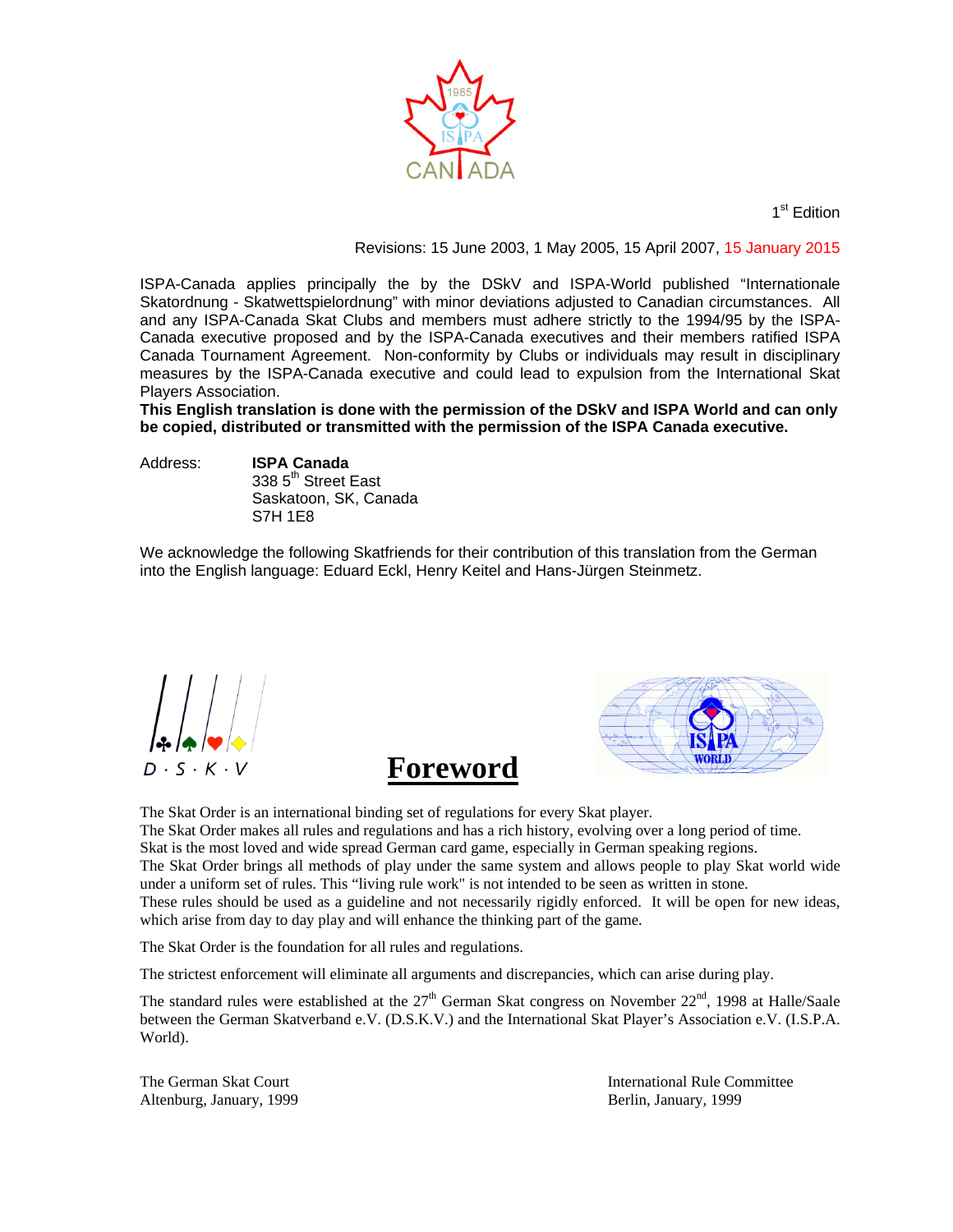1[st] Edition

Revisions: 15 June 2003, 1 May 2005, 15 April 2007, 15 January 2015

ISPA-Canada applies principally the by the DSkV and ISPA-World published "Internationale Skatordnung - Skatwettspielordnung" with minor deviations adjusted to Canadian circumstances. All and any ISPA-Canada Skat Clubs and members must adhere strictly to the 1994/95 by the ISPA-Canada executive proposed and by the ISPA-Canada executives and their members ratified ISPA Canada Tournament Agreement. Non-conformity by Clubs or individuals may result in disciplinary measures by the ISPA-Canada executive and could lead to expulsion from the International Skat Players Association.

**This English translation is done with the permission of the DSkV and ISPA World and can only be copied, distributed or transmitted with the permission of the ISPA Canada executive.**

Address: **ISPA Canada**
338 5[th] Street East
Saskatoon, SK, Canada
S7H 1E8

We acknowledge the following Skatfriends for their contribution of this translation from the German into the English language: Eduard Eckl, Henry Keitel and Hans-Jürgen Steinmetz.

# Foreword

The Skat Order is an international binding set of regulations for every Skat player.
The Skat Order makes all rules and regulations and has a rich history, evolving over a long period of time.
Skat is the most loved and wide spread German card game, especially in German speaking regions.
The Skat Order brings all methods of play under the same system and allows people to play Skat world wide under a uniform set of rules. This "living rule work" is not intended to be seen as written in stone.
These rules should be used as a guideline and not necessarily rigidly enforced. It will be open for new ideas, which arise from day to day play and will enhance the thinking part of the game.

The Skat Order is the foundation for all rules and regulations.

The strictest enforcement will eliminate all arguments and discrepancies, which can arise during play.

The standard rules were established at the 27[th] German Skat congress on November 22[nd], 1998 at Halle/Saale between the German Skatverband e.V. (D.S.K.V.) and the International Skat Player's Association e.V. (I.S.P.A. World).

The German Skat Court
Altenburg, January, 1999

International Rule Committee
Berlin, January, 1999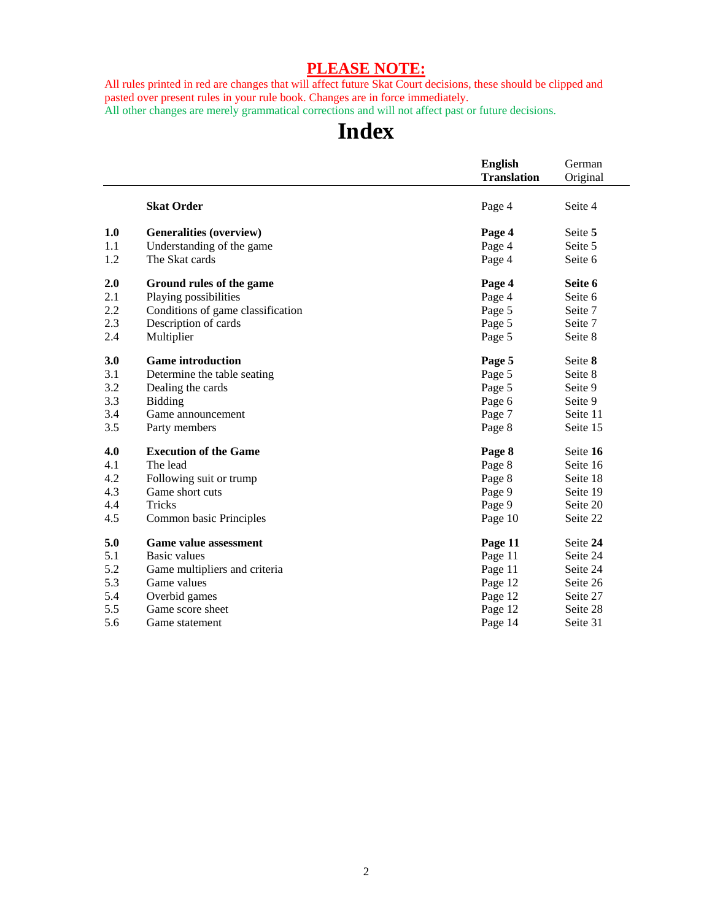## PLEASE NOTE:

All rules printed in red are changes that will affect future Skat Court decisions, these should be clipped and pasted over present rules in your rule book. Changes are in force immediately.
All other changes are merely grammatical corrections and will not affect past or future decisions.

# Index

| | | English Translation | German Original |
|---|---|---|---|
| | **Skat Order** | Page 4 | Seite 4 |
| **1.0** | **Generalities (overview)** | **Page 4** | Seite **5** |
| 1.1 | Understanding of the game | Page 4 | Seite 5 |
| 1.2 | The Skat cards | Page 4 | Seite 6 |
| **2.0** | **Ground rules of the game** | **Page 4** | **Seite 6** |
| 2.1 | Playing possibilities | Page 4 | Seite 6 |
| 2.2 | Conditions of game classification | Page 5 | Seite 7 |
| 2.3 | Description of cards | Page 5 | Seite 7 |
| 2.4 | Multiplier | Page 5 | Seite 8 |
| **3.0** | **Game introduction** | **Page 5** | Seite **8** |
| 3.1 | Determine the table seating | Page 5 | Seite 8 |
| 3.2 | Dealing the cards | Page 5 | Seite 9 |
| 3.3 | Bidding | Page 6 | Seite 9 |
| 3.4 | Game announcement | Page 7 | Seite 11 |
| 3.5 | Party members | Page 8 | Seite 15 |
| **4.0** | **Execution of the Game** | **Page 8** | Seite **16** |
| 4.1 | The lead | Page 8 | Seite 16 |
| 4.2 | Following suit or trump | Page 8 | Seite 18 |
| 4.3 | Game short cuts | Page 9 | Seite 19 |
| 4.4 | Tricks | Page 9 | Seite 20 |
| 4.5 | Common basic Principles | Page 10 | Seite 22 |
| **5.0** | **Game value assessment** | **Page 11** | Seite **24** |
| 5.1 | Basic values | Page 11 | Seite 24 |
| 5.2 | Game multipliers and criteria | Page 11 | Seite 24 |
| 5.3 | Game values | Page 12 | Seite 26 |
| 5.4 | Overbid games | Page 12 | Seite 27 |
| 5.5 | Game score sheet | Page 12 | Seite 28 |
| 5.6 | Game statement | Page 14 | Seite 31 |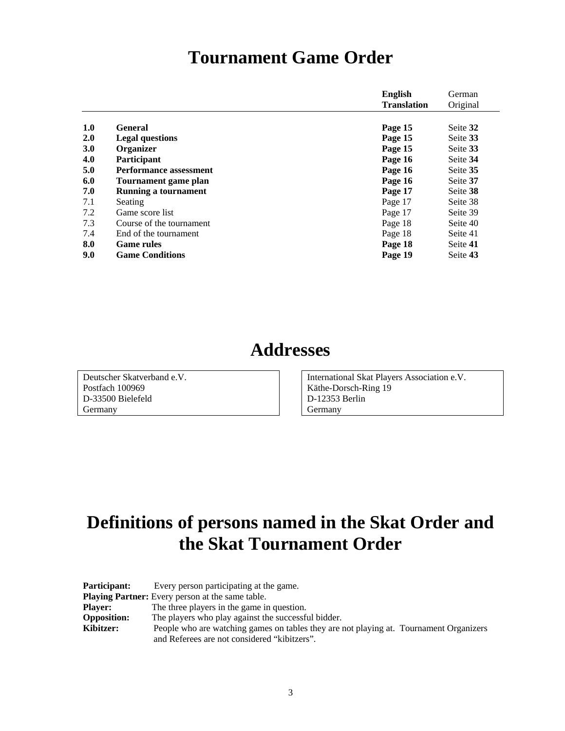# Tournament Game Order

| | | English Translation | German Original |
|---|---|---|---|
| **1.0** | **General** | **Page 15** | Seite **32** |
| **2.0** | **Legal questions** | **Page 15** | Seite **33** |
| **3.0** | **Organizer** | **Page 15** | Seite **33** |
| **4.0** | **Participant** | **Page 16** | Seite **34** |
| **5.0** | **Performance assessment** | **Page 16** | Seite **35** |
| **6.0** | **Tournament game plan** | **Page 16** | Seite **37** |
| **7.0** | **Running a tournament** | **Page 17** | Seite **38** |
| 7.1 | Seating | Page 17 | Seite 38 |
| 7.2 | Game score list | Page 17 | Seite 39 |
| 7.3 | Course of the tournament | Page 18 | Seite 40 |
| 7.4 | End of the tournament | Page 18 | Seite 41 |
| **8.0** | **Game rules** | **Page 18** | Seite **41** |
| **9.0** | **Game Conditions** | **Page 19** | Seite **43** |

# Addresses

Deutscher Skatverband e.V.
Postfach 100969
D-33500 Bielefeld
Germany

International Skat Players Association e.V.
Käthe-Dorsch-Ring 19
D-12353 Berlin
Germany

# Definitions of persons named in the Skat Order and the Skat Tournament Order

**Participant:** Every person participating at the game.
**Playing Partner:** Every person at the same table.
**Player:** The three players in the game in question.
**Opposition:** The players who play against the successful bidder.
**Kibitzer:** People who are watching games on tables they are not playing at. Tournament Organizers and Referees are not considered “kibitzers”.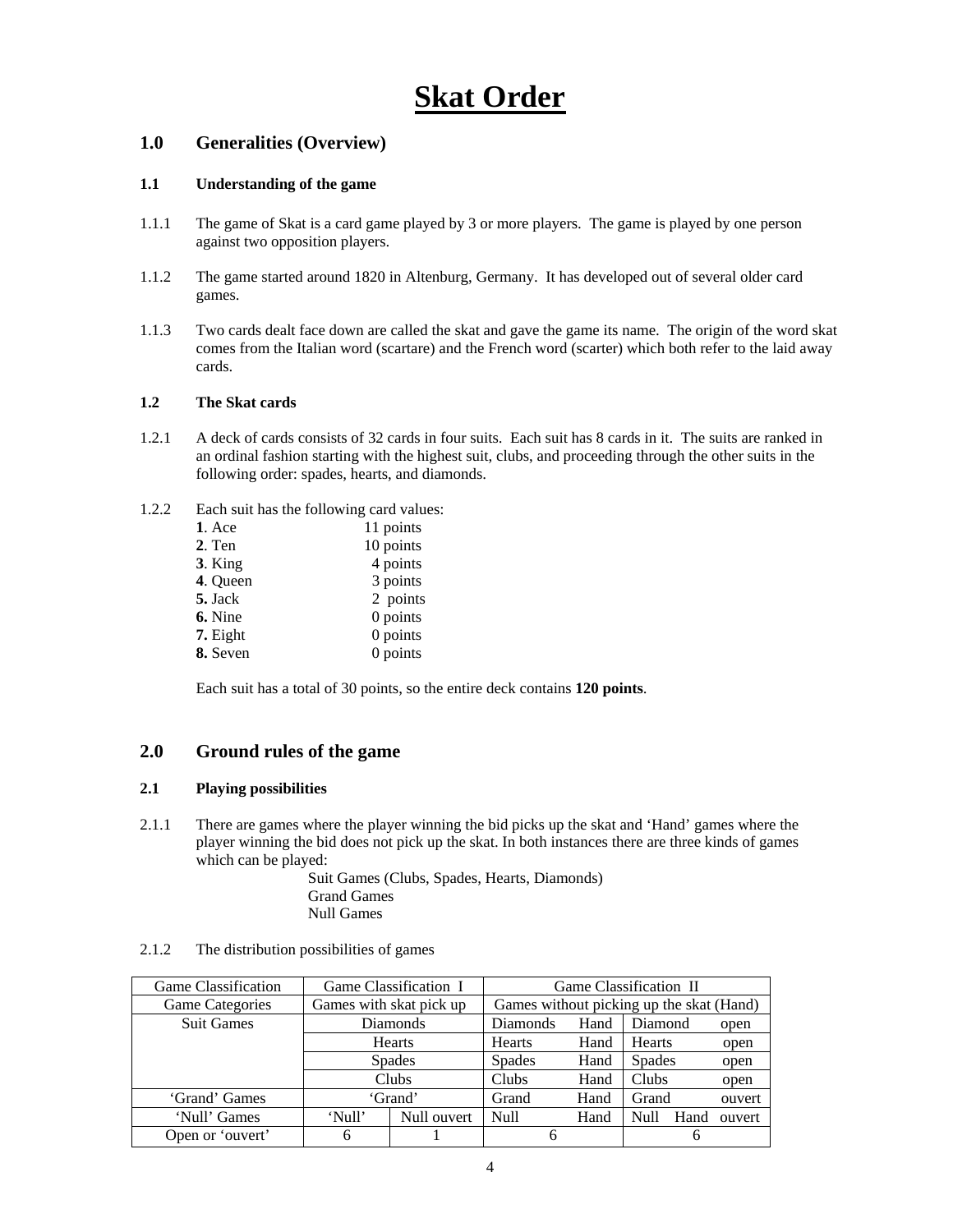# Skat Order

## 1.0 Generalities (Overview)

### 1.1 Understanding of the game

1.1.1 The game of Skat is a card game played by 3 or more players. The game is played by one person against two opposition players.

1.1.2 The game started around 1820 in Altenburg, Germany. It has developed out of several older card games.

1.1.3 Two cards dealt face down are called the skat and gave the game its name. The origin of the word skat comes from the Italian word (scartare) and the French word (scarter) which both refer to the laid away cards.

### 1.2 The Skat cards

1.2.1 A deck of cards consists of 32 cards in four suits. Each suit has 8 cards in it. The suits are ranked in an ordinal fashion starting with the highest suit, clubs, and proceeding through the other suits in the following order: spades, hearts, and diamonds.

1.2.2 Each suit has the following card values:

| | |
|---|---|
| **1**. Ace | 11 points |
| **2**. Ten | 10 points |
| **3**. King | 4 points |
| **4**. Queen | 3 points |
| **5.** Jack | 2 points |
| **6.** Nine | 0 points |
| **7.** Eight | 0 points |
| **8.** Seven | 0 points |

Each suit has a total of 30 points, so the entire deck contains **120 points**.

## 2.0 Ground rules of the game

### 2.1 Playing possibilities

2.1.1 There are games where the player winning the bid picks up the skat and 'Hand' games where the player winning the bid does not pick up the skat. In both instances there are three kinds of games which can be played:

Suit Games (Clubs, Spades, Hearts, Diamonds)
Grand Games
Null Games

2.1.2 The distribution possibilities of games

| Game Classification | Game Classification I | | Game Classification II | |
|---|---|---|---|---|
| Game Categories | Games with skat pick up | | Games without picking up the skat (Hand) | |
| Suit Games | Diamonds | | Diamonds Hand | Diamond open |
| | Hearts | | Hearts Hand | Hearts open |
| | Spades | | Spades Hand | Spades open |
| | Clubs | | Clubs Hand | Clubs open |
| 'Grand' Games | 'Grand' | | Grand Hand | Grand ouvert |
| 'Null' Games | 'Null' | Null ouvert | Null Hand | Null Hand ouvert |
| Open or 'ouvert' | 6 | 1 | 6 | 6 |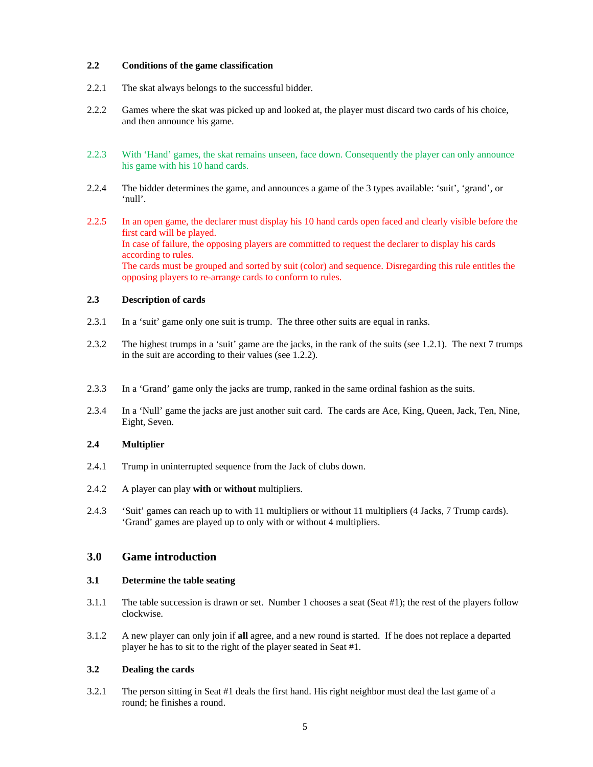### 2.2 Conditions of the game classification

2.2.1 The skat always belongs to the successful bidder.

2.2.2 Games where the skat was picked up and looked at, the player must discard two cards of his choice, and then announce his game.

2.2.3 With 'Hand' games, the skat remains unseen, face down. Consequently the player can only announce his game with his 10 hand cards.

2.2.4 The bidder determines the game, and announces a game of the 3 types available: 'suit', 'grand', or 'null'.

2.2.5 In an open game, the declarer must display his 10 hand cards open faced and clearly visible before the first card will be played.
In case of failure, the opposing players are committed to request the declarer to display his cards according to rules.
The cards must be grouped and sorted by suit (color) and sequence. Disregarding this rule entitles the opposing players to re-arrange cards to conform to rules.

### 2.3 Description of cards

2.3.1 In a 'suit' game only one suit is trump. The three other suits are equal in ranks.

2.3.2 The highest trumps in a 'suit' game are the jacks, in the rank of the suits (see 1.2.1). The next 7 trumps in the suit are according to their values (see 1.2.2).

2.3.3 In a 'Grand' game only the jacks are trump, ranked in the same ordinal fashion as the suits.

2.3.4 In a 'Null' game the jacks are just another suit card. The cards are Ace, King, Queen, Jack, Ten, Nine, Eight, Seven.

### 2.4 Multiplier

2.4.1 Trump in uninterrupted sequence from the Jack of clubs down.

2.4.2 A player can play **with** or **without** multipliers.

2.4.3 'Suit' games can reach up to with 11 multipliers or without 11 multipliers (4 Jacks, 7 Trump cards). 'Grand' games are played up to only with or without 4 multipliers.

## 3.0 Game introduction

### 3.1 Determine the table seating

3.1.1 The table succession is drawn or set. Number 1 chooses a seat (Seat #1); the rest of the players follow clockwise.

3.1.2 A new player can only join if **all** agree, and a new round is started. If he does not replace a departed player he has to sit to the right of the player seated in Seat #1.

### 3.2 Dealing the cards

3.2.1 The person sitting in Seat #1 deals the first hand. His right neighbor must deal the last game of a round; he finishes a round.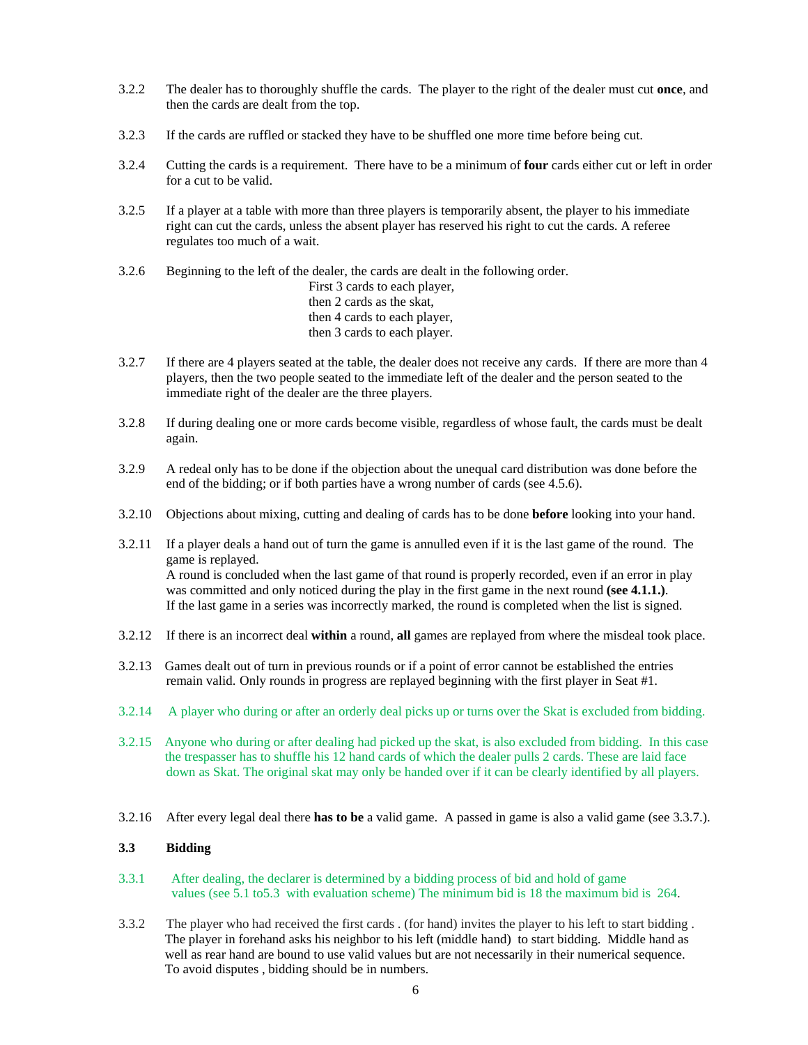3.2.2 The dealer has to thoroughly shuffle the cards. The player to the right of the dealer must cut **once**, and then the cards are dealt from the top.

3.2.3 If the cards are ruffled or stacked they have to be shuffled one more time before being cut.

3.2.4 Cutting the cards is a requirement. There have to be a minimum of **four** cards either cut or left in order for a cut to be valid.

3.2.5 If a player at a table with more than three players is temporarily absent, the player to his immediate right can cut the cards, unless the absent player has reserved his right to cut the cards. A referee regulates too much of a wait.

3.2.6 Beginning to the left of the dealer, the cards are dealt in the following order.

First 3 cards to each player,
then 2 cards as the skat,
then 4 cards to each player,
then 3 cards to each player.

3.2.7 If there are 4 players seated at the table, the dealer does not receive any cards. If there are more than 4 players, then the two people seated to the immediate left of the dealer and the person seated to the immediate right of the dealer are the three players.

3.2.8 If during dealing one or more cards become visible, regardless of whose fault, the cards must be dealt again.

3.2.9 A redeal only has to be done if the objection about the unequal card distribution was done before the end of the bidding; or if both parties have a wrong number of cards (see 4.5.6).

3.2.10 Objections about mixing, cutting and dealing of cards has to be done **before** looking into your hand.

3.2.11 If a player deals a hand out of turn the game is annulled even if it is the last game of the round. The game is replayed.
A round is concluded when the last game of that round is properly recorded, even if an error in play was committed and only noticed during the play in the first game in the next round **(see 4.1.1.)**.
If the last game in a series was incorrectly marked, the round is completed when the list is signed.

3.2.12 If there is an incorrect deal **within** a round, **all** games are replayed from where the misdeal took place.

3.2.13 Games dealt out of turn in previous rounds or if a point of error cannot be established the entries remain valid. Only rounds in progress are replayed beginning with the first player in Seat #1.

3.2.14 A player who during or after an orderly deal picks up or turns over the Skat is excluded from bidding.

3.2.15 Anyone who during or after dealing had picked up the skat, is also excluded from bidding. In this case the trespasser has to shuffle his 12 hand cards of which the dealer pulls 2 cards. These are laid face down as Skat. The original skat may only be handed over if it can be clearly identified by all players.

3.2.16 After every legal deal there **has to be** a valid game. A passed in game is also a valid game (see 3.3.7.).

### 3.3 Bidding

3.3.1 After dealing, the declarer is determined by a bidding process of bid and hold of game values (see 5.1 to5.3 with evaluation scheme) The minimum bid is 18 the maximum bid is 264.

3.3.2 The player who had received the first cards . (for hand) invites the player to his left to start bidding . The player in forehand asks his neighbor to his left (middle hand) to start bidding. Middle hand as well as rear hand are bound to use valid values but are not necessarily in their numerical sequence. To avoid disputes , bidding should be in numbers.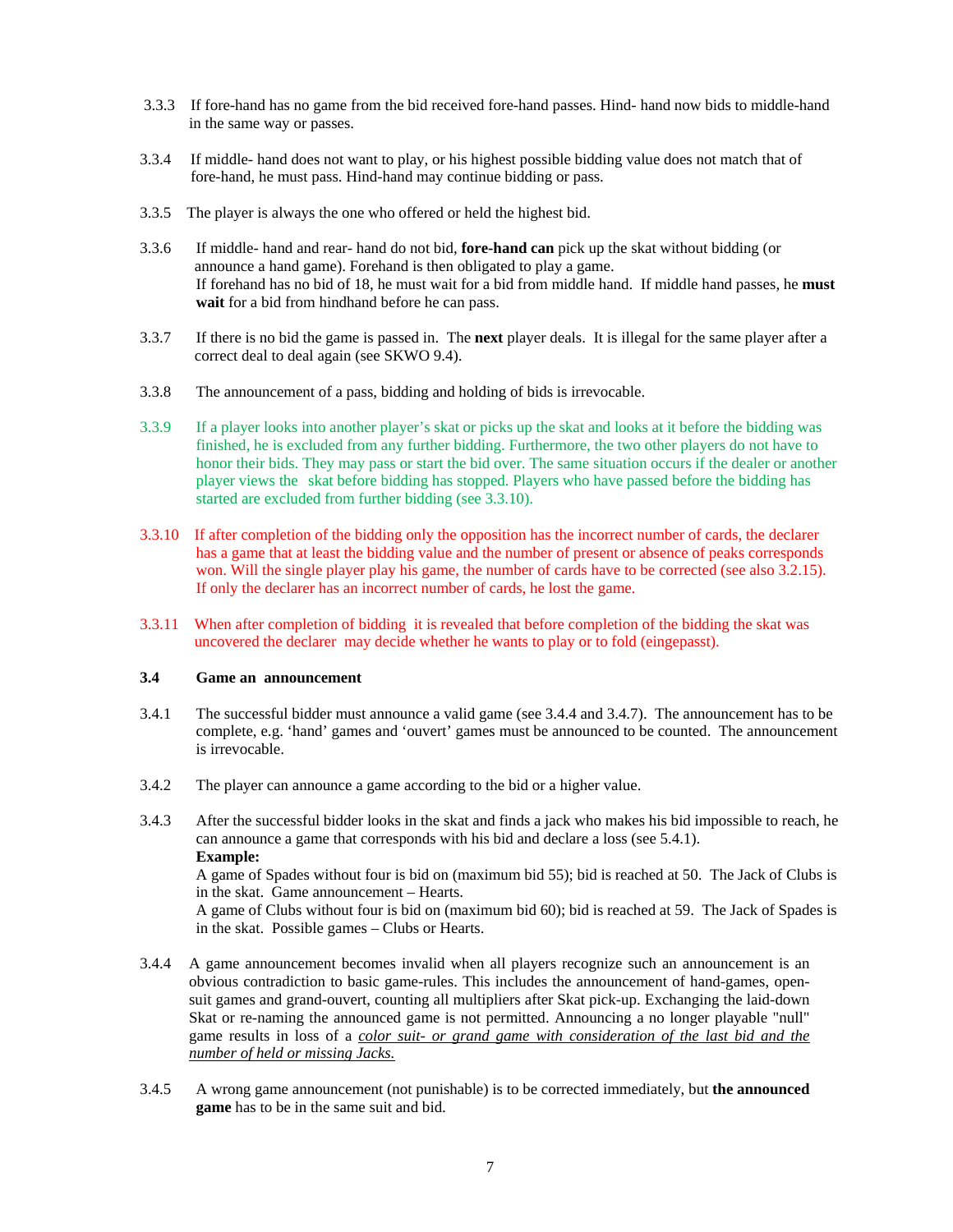3.3.3 If fore-hand has no game from the bid received fore-hand passes. Hind- hand now bids to middle-hand in the same way or passes.

3.3.4 If middle- hand does not want to play, or his highest possible bidding value does not match that of fore-hand, he must pass. Hind-hand may continue bidding or pass.

3.3.5 The player is always the one who offered or held the highest bid.

3.3.6 If middle- hand and rear- hand do not bid, **fore-hand can** pick up the skat without bidding (or announce a hand game). Forehand is then obligated to play a game.
If forehand has no bid of 18, he must wait for a bid from middle hand. If middle hand passes, he **must wait** for a bid from hindhand before he can pass.

3.3.7 If there is no bid the game is passed in. The **next** player deals. It is illegal for the same player after a correct deal to deal again (see SKWO 9.4).

3.3.8 The announcement of a pass, bidding and holding of bids is irrevocable.

3.3.9 If a player looks into another player's skat or picks up the skat and looks at it before the bidding was finished, he is excluded from any further bidding. Furthermore, the two other players do not have to honor their bids. They may pass or start the bid over. The same situation occurs if the dealer or another player views the skat before bidding has stopped. Players who have passed before the bidding has started are excluded from further bidding (see 3.3.10).

3.3.10 If after completion of the bidding only the opposition has the incorrect number of cards, the declarer has a game that at least the bidding value and the number of present or absence of peaks corresponds won. Will the single player play his game, the number of cards have to be corrected (see also 3.2.15). If only the declarer has an incorrect number of cards, he lost the game.

3.3.11 When after completion of bidding it is revealed that before completion of the bidding the skat was uncovered the declarer may decide whether he wants to play or to fold (eingepasst).

**3.4 Game an announcement**

3.4.1 The successful bidder must announce a valid game (see 3.4.4 and 3.4.7). The announcement has to be complete, e.g. 'hand' games and 'ouvert' games must be announced to be counted. The announcement is irrevocable.

3.4.2 The player can announce a game according to the bid or a higher value.

3.4.3 After the successful bidder looks in the skat and finds a jack who makes his bid impossible to reach, he can announce a game that corresponds with his bid and declare a loss (see 5.4.1).
**Example:**
A game of Spades without four is bid on (maximum bid 55); bid is reached at 50. The Jack of Clubs is in the skat. Game announcement – Hearts.
A game of Clubs without four is bid on (maximum bid 60); bid is reached at 59. The Jack of Spades is in the skat. Possible games – Clubs or Hearts.

3.4.4 A game announcement becomes invalid when all players recognize such an announcement is an obvious contradiction to basic game-rules. This includes the announcement of hand-games, open-suit games and grand-ouvert, counting all multipliers after Skat pick-up. Exchanging the laid-down Skat or re-naming the announced game is not permitted. Announcing a no longer playable "null" game results in loss of a *color suit- or grand game with consideration of the last bid and the number of held or missing Jacks.*

3.4.5 A wrong game announcement (not punishable) is to be corrected immediately, but **the announced game** has to be in the same suit and bid.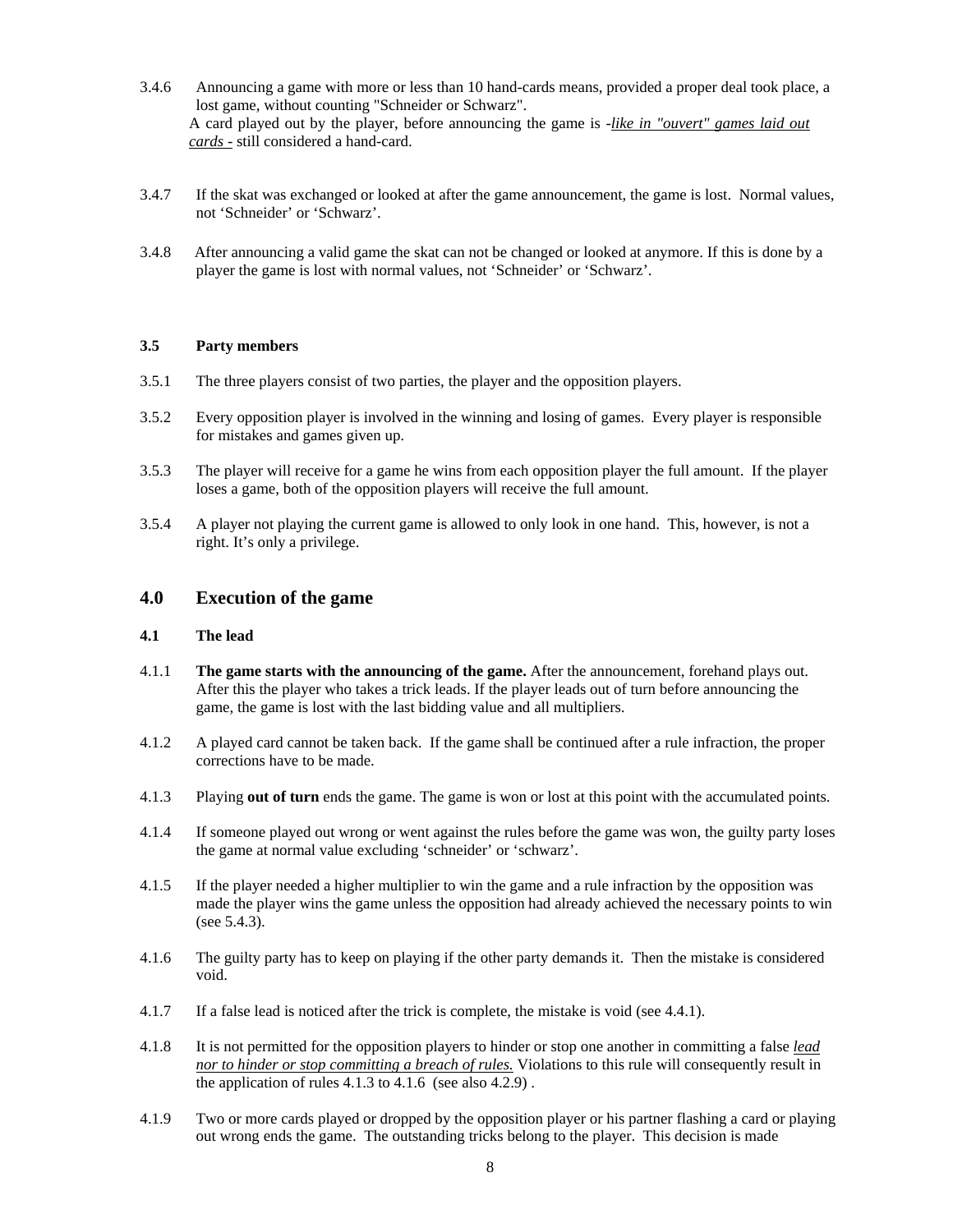3.4.6 Announcing a game with more or less than 10 hand-cards means, provided a proper deal took place, a lost game, without counting "Schneider or Schwarz".
A card played out by the player, before announcing the game is -*like in "ouvert" games laid out cards -* still considered a hand-card.

3.4.7 If the skat was exchanged or looked at after the game announcement, the game is lost. Normal values, not 'Schneider' or 'Schwarz'.

3.4.8 After announcing a valid game the skat can not be changed or looked at anymore. If this is done by a player the game is lost with normal values, not 'Schneider' or 'Schwarz'.

### 3.5 Party members

3.5.1 The three players consist of two parties, the player and the opposition players.

3.5.2 Every opposition player is involved in the winning and losing of games. Every player is responsible for mistakes and games given up.

3.5.3 The player will receive for a game he wins from each opposition player the full amount. If the player loses a game, both of the opposition players will receive the full amount.

3.5.4 A player not playing the current game is allowed to only look in one hand. This, however, is not a right. It's only a privilege.

## 4.0 Execution of the game

### 4.1 The lead

4.1.1 **The game starts with the announcing of the game.** After the announcement, forehand plays out. After this the player who takes a trick leads. If the player leads out of turn before announcing the game, the game is lost with the last bidding value and all multipliers.

4.1.2 A played card cannot be taken back. If the game shall be continued after a rule infraction, the proper corrections have to be made.

4.1.3 Playing **out of turn** ends the game. The game is won or lost at this point with the accumulated points.

4.1.4 If someone played out wrong or went against the rules before the game was won, the guilty party loses the game at normal value excluding 'schneider' or 'schwarz'.

4.1.5 If the player needed a higher multiplier to win the game and a rule infraction by the opposition was made the player wins the game unless the opposition had already achieved the necessary points to win (see 5.4.3).

4.1.6 The guilty party has to keep on playing if the other party demands it. Then the mistake is considered void.

4.1.7 If a false lead is noticed after the trick is complete, the mistake is void (see 4.4.1).

4.1.8 It is not permitted for the opposition players to hinder or stop one another in committing a false *lead nor to hinder or stop committing a breach of rules.* Violations to this rule will consequently result in the application of rules 4.1.3 to 4.1.6 (see also 4.2.9) .

4.1.9 Two or more cards played or dropped by the opposition player or his partner flashing a card or playing out wrong ends the game. The outstanding tricks belong to the player. This decision is made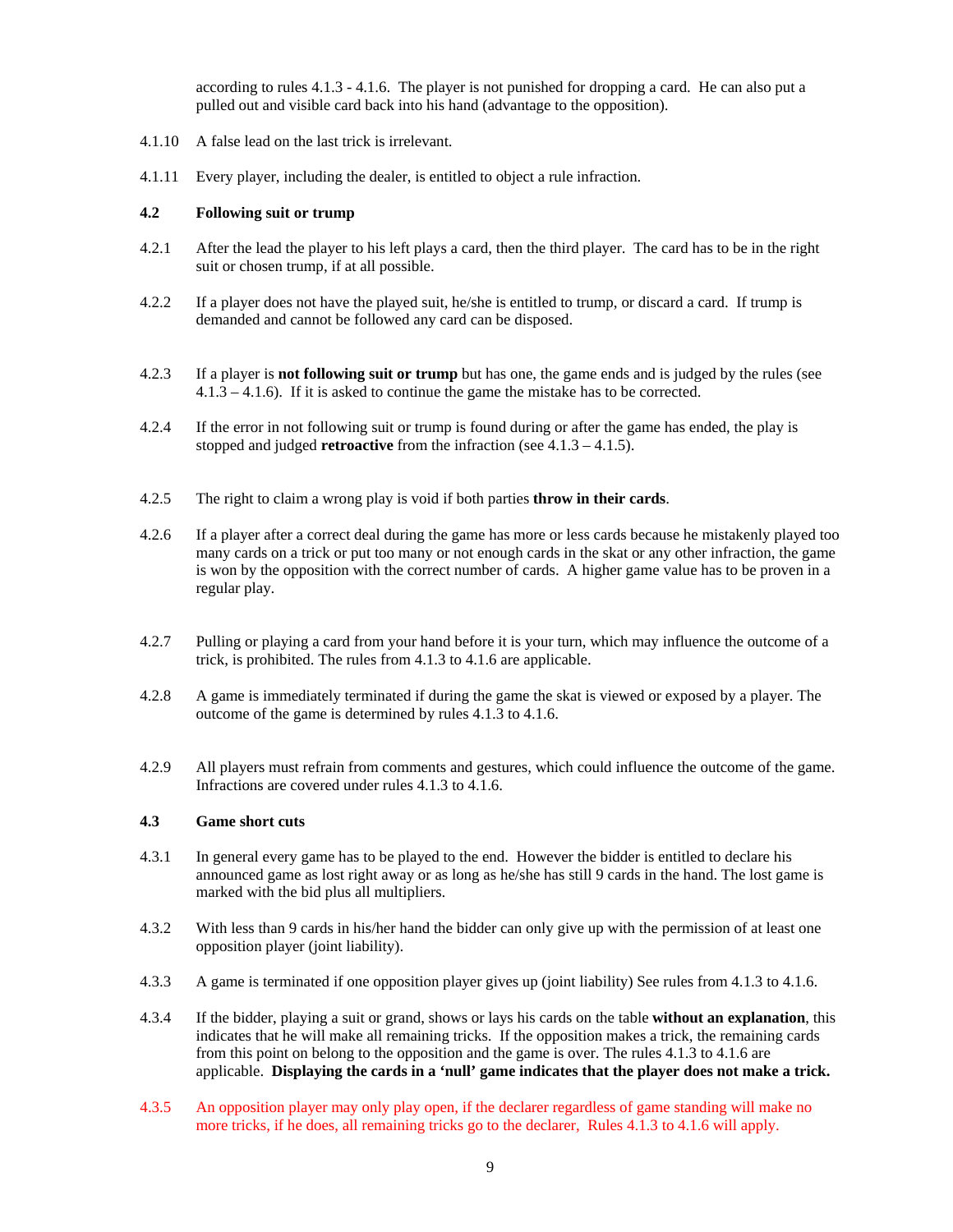according to rules 4.1.3 - 4.1.6. The player is not punished for dropping a card. He can also put a pulled out and visible card back into his hand (advantage to the opposition).

4.1.10 A false lead on the last trick is irrelevant.

4.1.11 Every player, including the dealer, is entitled to object a rule infraction.

### 4.2 Following suit or trump

4.2.1 After the lead the player to his left plays a card, then the third player. The card has to be in the right suit or chosen trump, if at all possible.

4.2.2 If a player does not have the played suit, he/she is entitled to trump, or discard a card. If trump is demanded and cannot be followed any card can be disposed.

4.2.3 If a player is **not following suit or trump** but has one, the game ends and is judged by the rules (see 4.1.3 – 4.1.6). If it is asked to continue the game the mistake has to be corrected.

4.2.4 If the error in not following suit or trump is found during or after the game has ended, the play is stopped and judged **retroactive** from the infraction (see 4.1.3 – 4.1.5).

4.2.5 The right to claim a wrong play is void if both parties **throw in their cards**.

4.2.6 If a player after a correct deal during the game has more or less cards because he mistakenly played too many cards on a trick or put too many or not enough cards in the skat or any other infraction, the game is won by the opposition with the correct number of cards. A higher game value has to be proven in a regular play.

4.2.7 Pulling or playing a card from your hand before it is your turn, which may influence the outcome of a trick, is prohibited. The rules from 4.1.3 to 4.1.6 are applicable.

4.2.8 A game is immediately terminated if during the game the skat is viewed or exposed by a player. The outcome of the game is determined by rules 4.1.3 to 4.1.6.

4.2.9 All players must refrain from comments and gestures, which could influence the outcome of the game. Infractions are covered under rules 4.1.3 to 4.1.6.

### 4.3 Game short cuts

4.3.1 In general every game has to be played to the end. However the bidder is entitled to declare his announced game as lost right away or as long as he/she has still 9 cards in the hand. The lost game is marked with the bid plus all multipliers.

4.3.2 With less than 9 cards in his/her hand the bidder can only give up with the permission of at least one opposition player (joint liability).

4.3.3 A game is terminated if one opposition player gives up (joint liability) See rules from 4.1.3 to 4.1.6.

4.3.4 If the bidder, playing a suit or grand, shows or lays his cards on the table **without an explanation**, this indicates that he will make all remaining tricks. If the opposition makes a trick, the remaining cards from this point on belong to the opposition and the game is over. The rules 4.1.3 to 4.1.6 are applicable. **Displaying the cards in a 'null' game indicates that the player does not make a trick.**

4.3.5 An opposition player may only play open, if the declarer regardless of game standing will make no more tricks, if he does, all remaining tricks go to the declarer, Rules 4.1.3 to 4.1.6 will apply.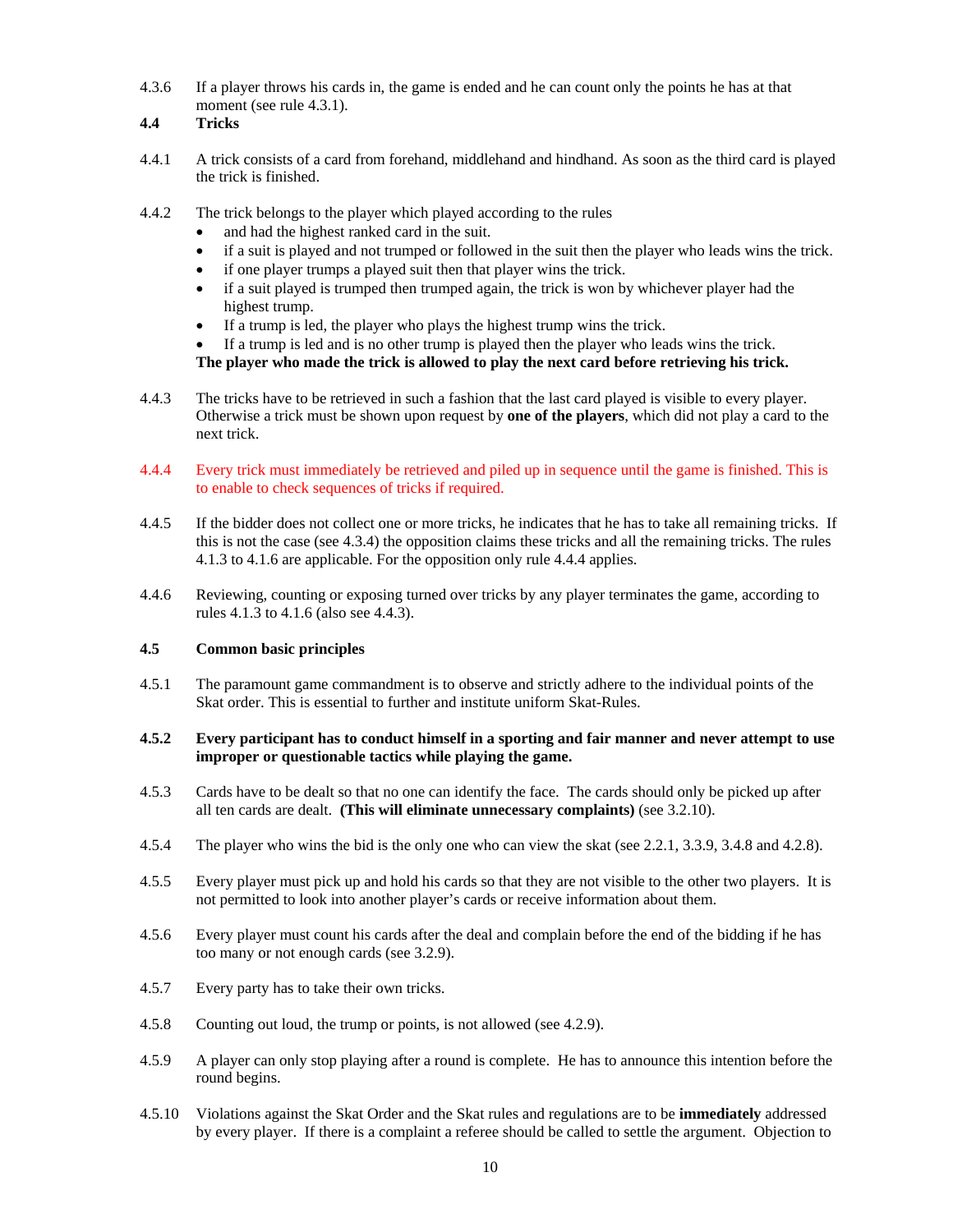4.3.6 If a player throws his cards in, the game is ended and he can count only the points he has at that moment (see rule 4.3.1).

### 4.4 Tricks

4.4.1 A trick consists of a card from forehand, middlehand and hindhand. As soon as the third card is played the trick is finished.

4.4.2 The trick belongs to the player which played according to the rules

- and had the highest ranked card in the suit.
- if a suit is played and not trumped or followed in the suit then the player who leads wins the trick.
- if one player trumps a played suit then that player wins the trick.
- if a suit played is trumped then trumped again, the trick is won by whichever player had the highest trump.
- If a trump is led, the player who plays the highest trump wins the trick.
- If a trump is led and is no other trump is played then the player who leads wins the trick.

**The player who made the trick is allowed to play the next card before retrieving his trick.**

4.4.3 The tricks have to be retrieved in such a fashion that the last card played is visible to every player. Otherwise a trick must be shown upon request by **one of the players**, which did not play a card to the next trick.

4.4.4 Every trick must immediately be retrieved and piled up in sequence until the game is finished. This is to enable to check sequences of tricks if required.

4.4.5 If the bidder does not collect one or more tricks, he indicates that he has to take all remaining tricks. If this is not the case (see 4.3.4) the opposition claims these tricks and all the remaining tricks. The rules 4.1.3 to 4.1.6 are applicable. For the opposition only rule 4.4.4 applies.

4.4.6 Reviewing, counting or exposing turned over tricks by any player terminates the game, according to rules 4.1.3 to 4.1.6 (also see 4.4.3).

### 4.5 Common basic principles

4.5.1 The paramount game commandment is to observe and strictly adhere to the individual points of the Skat order. This is essential to further and institute uniform Skat-Rules.

**4.5.2 Every participant has to conduct himself in a sporting and fair manner and never attempt to use improper or questionable tactics while playing the game.**

4.5.3 Cards have to be dealt so that no one can identify the face. The cards should only be picked up after all ten cards are dealt. **(This will eliminate unnecessary complaints)** (see 3.2.10).

4.5.4 The player who wins the bid is the only one who can view the skat (see 2.2.1, 3.3.9, 3.4.8 and 4.2.8).

4.5.5 Every player must pick up and hold his cards so that they are not visible to the other two players. It is not permitted to look into another player's cards or receive information about them.

4.5.6 Every player must count his cards after the deal and complain before the end of the bidding if he has too many or not enough cards (see 3.2.9).

4.5.7 Every party has to take their own tricks.

4.5.8 Counting out loud, the trump or points, is not allowed (see 4.2.9).

4.5.9 A player can only stop playing after a round is complete. He has to announce this intention before the round begins.

4.5.10 Violations against the Skat Order and the Skat rules and regulations are to be **immediately** addressed by every player. If there is a complaint a referee should be called to settle the argument. Objection to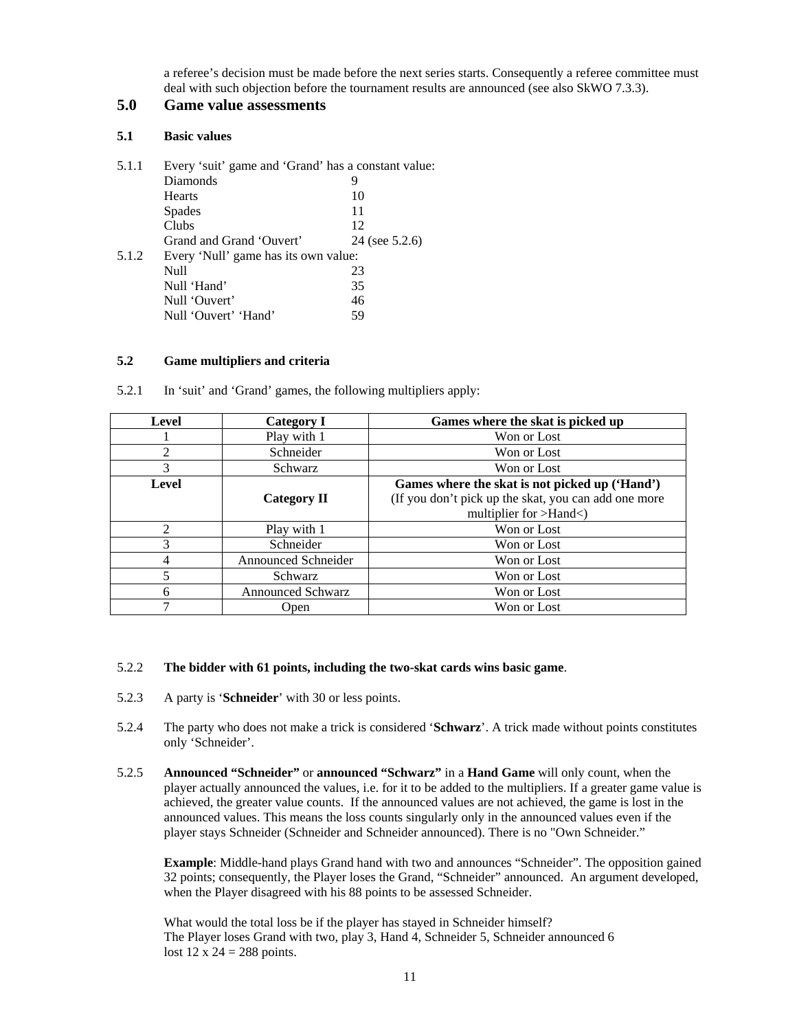a referee's decision must be made before the next series starts. Consequently a referee committee must deal with such objection before the tournament results are announced (see also SkWO 7.3.3).

# 5.0 Game value assessments

### 5.1 Basic values

5.1.1 Every 'suit' game and 'Grand' has a constant value:

| | |
|---|---|
| Diamonds | 9 |
| Hearts | 10 |
| Spades | 11 |
| Clubs | 12 |
| Grand and Grand 'Ouvert' | 24 (see 5.2.6) |

5.1.2 Every 'Null' game has its own value:

| | |
|---|---|
| Null | 23 |
| Null 'Hand' | 35 |
| Null 'Ouvert' | 46 |
| Null 'Ouvert' 'Hand' | 59 |

### 5.2 Game multipliers and criteria

5.2.1 In 'suit' and 'Grand' games, the following multipliers apply:

| Level | Category I | Games where the skat is picked up |
|---|---|---|
| 1 | Play with 1 | Won or Lost |
| 2 | Schneider | Won or Lost |
| 3 | Schwarz | Won or Lost |
| **Level** | **Category II** | **Games where the skat is not picked up ('Hand')** (If you don't pick up the skat, you can add one more multiplier for >Hand<) |
| 2 | Play with 1 | Won or Lost |
| 3 | Schneider | Won or Lost |
| 4 | Announced Schneider | Won or Lost |
| 5 | Schwarz | Won or Lost |
| 6 | Announced Schwarz | Won or Lost |
| 7 | Open | Won or Lost |

5.2.2 **The bidder with 61 points, including the two-skat cards wins basic game**.

5.2.3 A party is '**Schneider**' with 30 or less points.

5.2.4 The party who does not make a trick is considered '**Schwarz**'. A trick made without points constitutes only 'Schneider'.

5.2.5 **Announced "Schneider"** or **announced "Schwarz"** in a **Hand Game** will only count, when the player actually announced the values, i.e. for it to be added to the multipliers. If a greater game value is achieved, the greater value counts. If the announced values are not achieved, the game is lost in the announced values. This means the loss counts singularly only in the announced values even if the player stays Schneider (Schneider and Schneider announced). There is no "Own Schneider."

**Example**: Middle-hand plays Grand hand with two and announces "Schneider". The opposition gained 32 points; consequently, the Player loses the Grand, "Schneider" announced. An argument developed, when the Player disagreed with his 88 points to be assessed Schneider.

What would the total loss be if the player has stayed in Schneider himself?
The Player loses Grand with two, play 3, Hand 4, Schneider 5, Schneider announced 6
lost 12 x 24 = 288 points.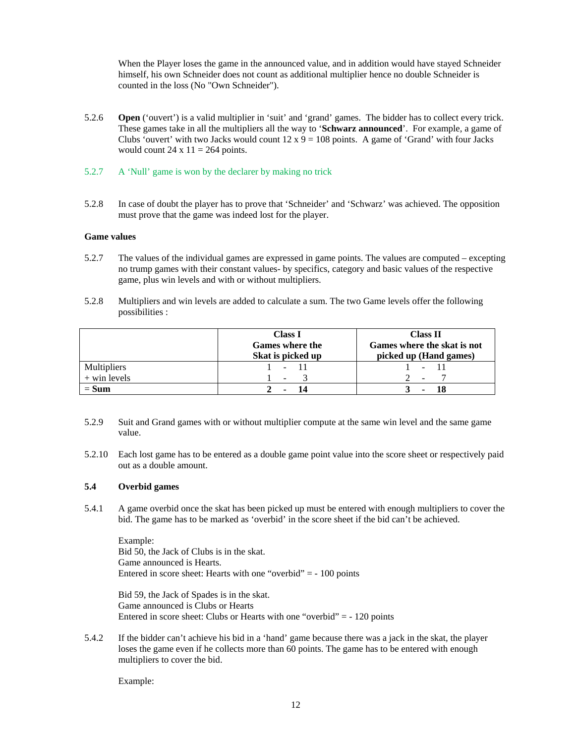When the Player loses the game in the announced value, and in addition would have stayed Schneider himself, his own Schneider does not count as additional multiplier hence no double Schneider is counted in the loss (No "Own Schneider").

5.2.6 **Open** ('ouvert') is a valid multiplier in 'suit' and 'grand' games. The bidder has to collect every trick. These games take in all the multipliers all the way to '**Schwarz announced**'. For example, a game of Clubs 'ouvert' with two Jacks would count 12 x 9 = 108 points. A game of 'Grand' with four Jacks would count 24 x 11 = 264 points.

5.2.7 A 'Null' game is won by the declarer by making no trick

5.2.8 In case of doubt the player has to prove that 'Schneider' and 'Schwarz' was achieved. The opposition must prove that the game was indeed lost for the player.

**Game values**

5.2.7 The values of the individual games are expressed in game points. The values are computed – excepting no trump games with their constant values- by specifics, category and basic values of the respective game, plus win levels and with or without multipliers.

5.2.8 Multipliers and win levels are added to calculate a sum. The two Game levels offer the following possibilities :

| | **Class I**<br>**Games where the Skat is picked up** | **Class II**<br>**Games where the skat is not picked up (Hand games)** |
|---|---|---|
| Multipliers | 1 - 11 | 1 - 11 |
| + win levels | 1 - 3 | 2 - 7 |
| **= Sum** | **2 - 14** | **3 - 18** |

5.2.9 Suit and Grand games with or without multiplier compute at the same win level and the same game value.

5.2.10 Each lost game has to be entered as a double game point value into the score sheet or respectively paid out as a double amount.

### 5.4 Overbid games

5.4.1 A game overbid once the skat has been picked up must be entered with enough multipliers to cover the bid. The game has to be marked as 'overbid' in the score sheet if the bid can't be achieved.

Example:
Bid 50, the Jack of Clubs is in the skat.
Game announced is Hearts.
Entered in score sheet: Hearts with one "overbid" = - 100 points

Bid 59, the Jack of Spades is in the skat.
Game announced is Clubs or Hearts
Entered in score sheet: Clubs or Hearts with one "overbid" = - 120 points

5.4.2 If the bidder can't achieve his bid in a 'hand' game because there was a jack in the skat, the player loses the game even if he collects more than 60 points. The game has to be entered with enough multipliers to cover the bid.

Example: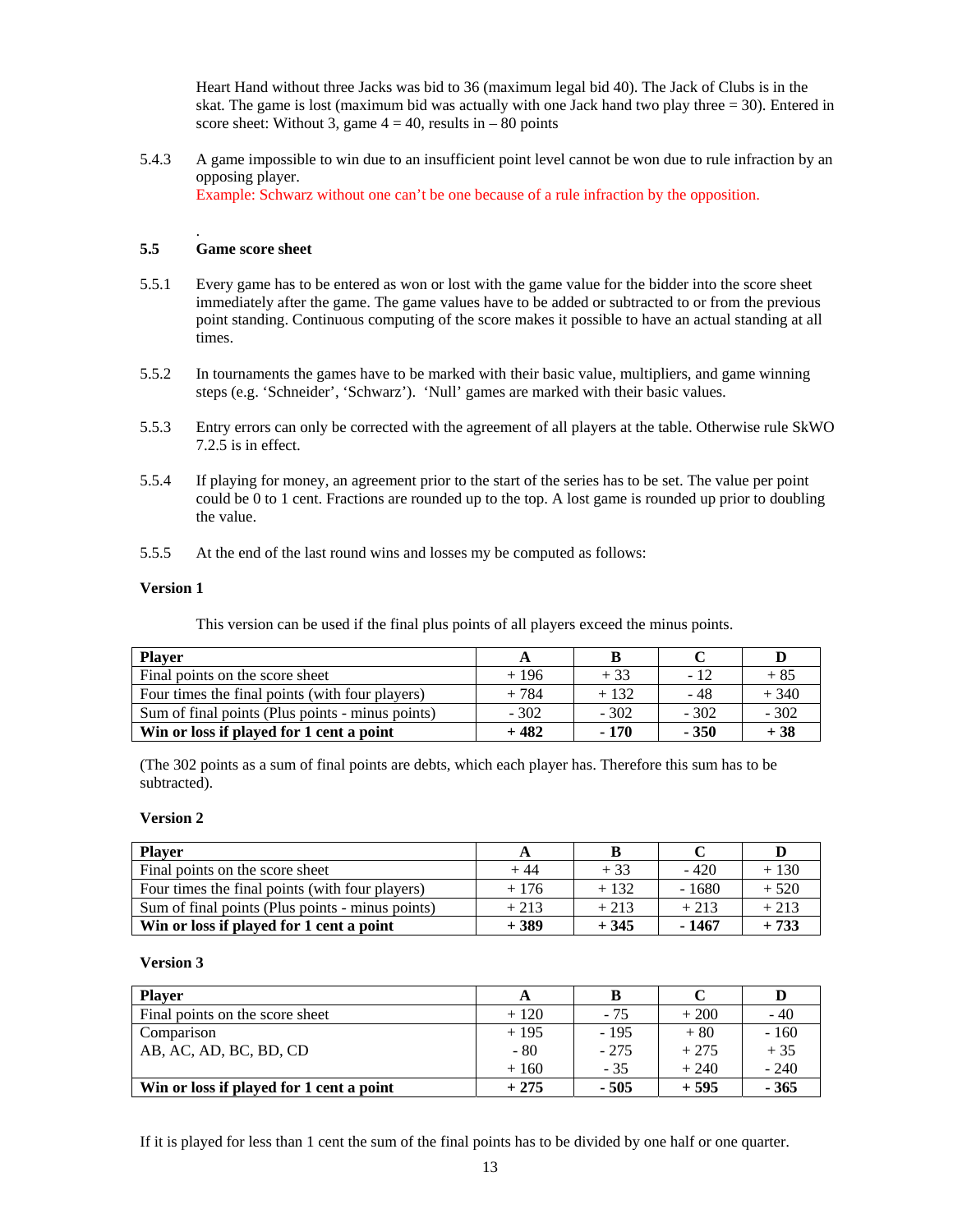Heart Hand without three Jacks was bid to 36 (maximum legal bid 40). The Jack of Clubs is in the skat. The game is lost (maximum bid was actually with one Jack hand two play three = 30). Entered in score sheet: Without 3, game 4 = 40, results in – 80 points

5.4.3 A game impossible to win due to an insufficient point level cannot be won due to rule infraction by an opposing player.
Example: Schwarz without one can't be one because of a rule infraction by the opposition.

.

### 5.5 Game score sheet

5.5.1 Every game has to be entered as won or lost with the game value for the bidder into the score sheet immediately after the game. The game values have to be added or subtracted to or from the previous point standing. Continuous computing of the score makes it possible to have an actual standing at all times.

5.5.2 In tournaments the games have to be marked with their basic value, multipliers, and game winning steps (e.g. 'Schneider', 'Schwarz'). 'Null' games are marked with their basic values.

5.5.3 Entry errors can only be corrected with the agreement of all players at the table. Otherwise rule SkWO 7.2.5 is in effect.

5.5.4 If playing for money, an agreement prior to the start of the series has to be set. The value per point could be 0 to 1 cent. Fractions are rounded up to the top. A lost game is rounded up prior to doubling the value.

5.5.5 At the end of the last round wins and losses my be computed as follows:

**Version 1**

This version can be used if the final plus points of all players exceed the minus points.

| **Player** | **A** | **B** | **C** | **D** |
|---|---|---|---|---|
| Final points on the score sheet | + 196 | + 33 | - 12 | + 85 |
| Four times the final points (with four players) | + 784 | + 132 | - 48 | + 340 |
| Sum of final points (Plus points - minus points) | - 302 | - 302 | - 302 | - 302 |
| **Win or loss if played for 1 cent a point** | **+ 482** | **- 170** | **- 350** | **+ 38** |

(The 302 points as a sum of final points are debts, which each player has. Therefore this sum has to be subtracted).

**Version 2**

| **Player** | **A** | **B** | **C** | **D** |
|---|---|---|---|---|
| Final points on the score sheet | + 44 | + 33 | - 420 | + 130 |
| Four times the final points (with four players) | + 176 | + 132 | - 1680 | + 520 |
| Sum of final points (Plus points - minus points) | + 213 | + 213 | + 213 | + 213 |
| **Win or loss if played for 1 cent a point** | **+ 389** | **+ 345** | **- 1467** | **+ 733** |

**Version 3**

| **Player** | **A** | **B** | **C** | **D** |
|---|---|---|---|---|
| Final points on the score sheet | + 120 | - 75 | + 200 | - 40 |
| Comparison<br>AB, AC, AD, BC, BD, CD | + 195<br>- 80<br>+ 160 | - 195<br>- 275<br>- 35 | + 80<br>+ 275<br>+ 240 | - 160<br>+ 35<br>- 240 |
| **Win or loss if played for 1 cent a point** | **+ 275** | **- 505** | **+ 595** | **- 365** |

If it is played for less than 1 cent the sum of the final points has to be divided by one half or one quarter.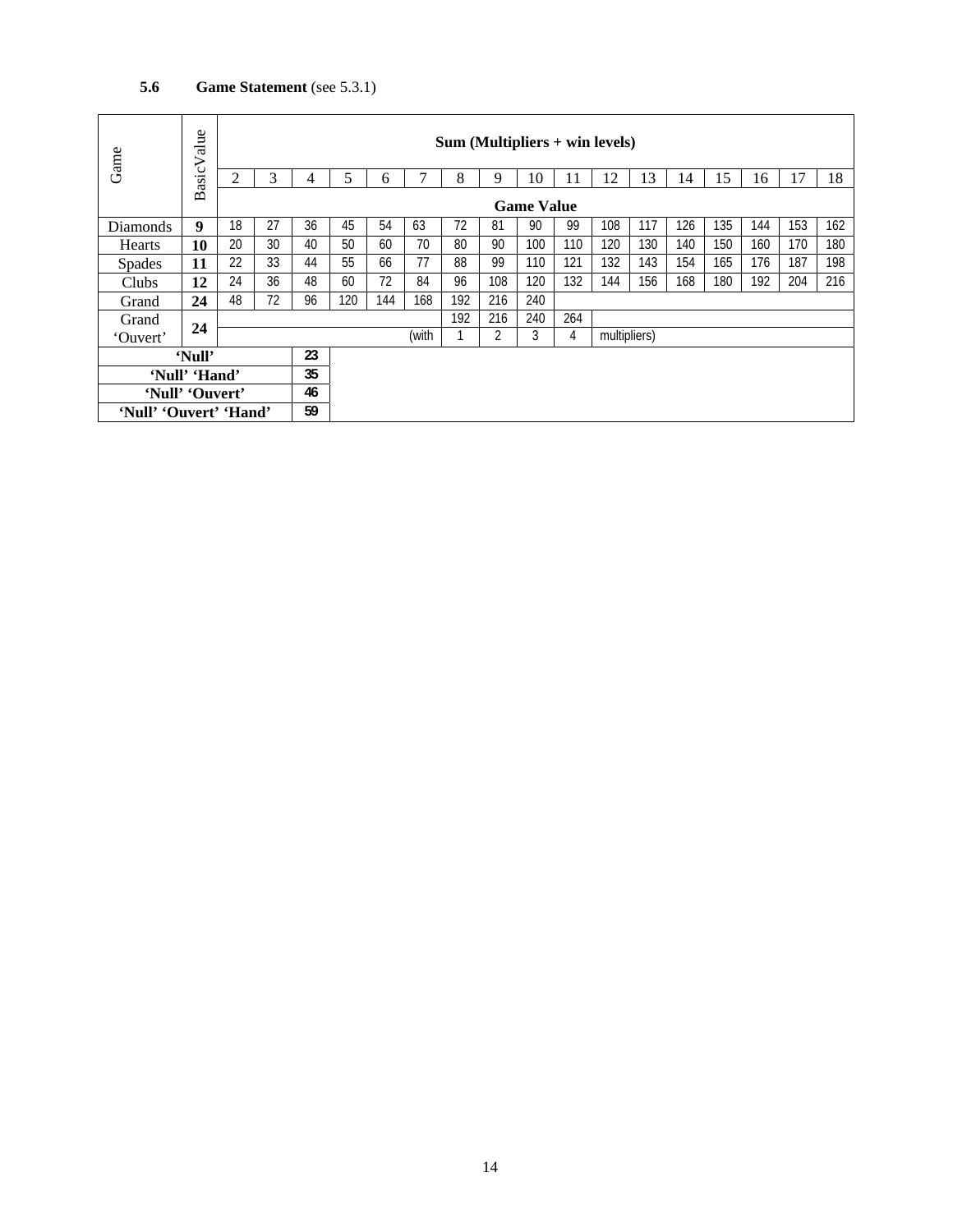### 5.6 Game Statement (see 5.3.1)

| Game | Basic Value | Sum (Multipliers + win levels) | | | | | | | | | | | | | | | | |
|---|---|---|---|---|---|---|---|---|---|---|---|---|---|---|---|---|---|---|
| | | 2 | 3 | 4 | 5 | 6 | 7 | 8 | 9 | 10 | 11 | 12 | 13 | 14 | 15 | 16 | 17 | 18 |
| | | Game Value | | | | | | | | | | | | | | | | |
| Diamonds | **9** | 18 | 27 | 36 | 45 | 54 | 63 | 72 | 81 | 90 | 99 | 108 | 117 | 126 | 135 | 144 | 153 | 162 |
| Hearts | **10** | 20 | 30 | 40 | 50 | 60 | 70 | 80 | 90 | 100 | 110 | 120 | 130 | 140 | 150 | 160 | 170 | 180 |
| Spades | **11** | 22 | 33 | 44 | 55 | 66 | 77 | 88 | 99 | 110 | 121 | 132 | 143 | 154 | 165 | 176 | 187 | 198 |
| Clubs | **12** | 24 | 36 | 48 | 60 | 72 | 84 | 96 | 108 | 120 | 132 | 144 | 156 | 168 | 180 | 192 | 204 | 216 |
| Grand | **24** | 48 | 72 | 96 | 120 | 144 | 168 | 192 | 216 | 240 | | | | | | | | |
| Grand 'Ouvert' | **24** | | | | | | | 192 | 216 | 240 | 264 | | | | | | | |
| | | | | | | | (with | 1 | 2 | 3 | 4 | multipliers) | | | | | | |
| **'Null'** | | | **23** | | | | | | | | | | | | | | | |
| **'Null' 'Hand'** | | | **35** | | | | | | | | | | | | | | | |
| **'Null' 'Ouvert'** | | | **46** | | | | | | | | | | | | | | | |
| **'Null' 'Ouvert' 'Hand'** | | | **59** | | | | | | | | | | | | | | | |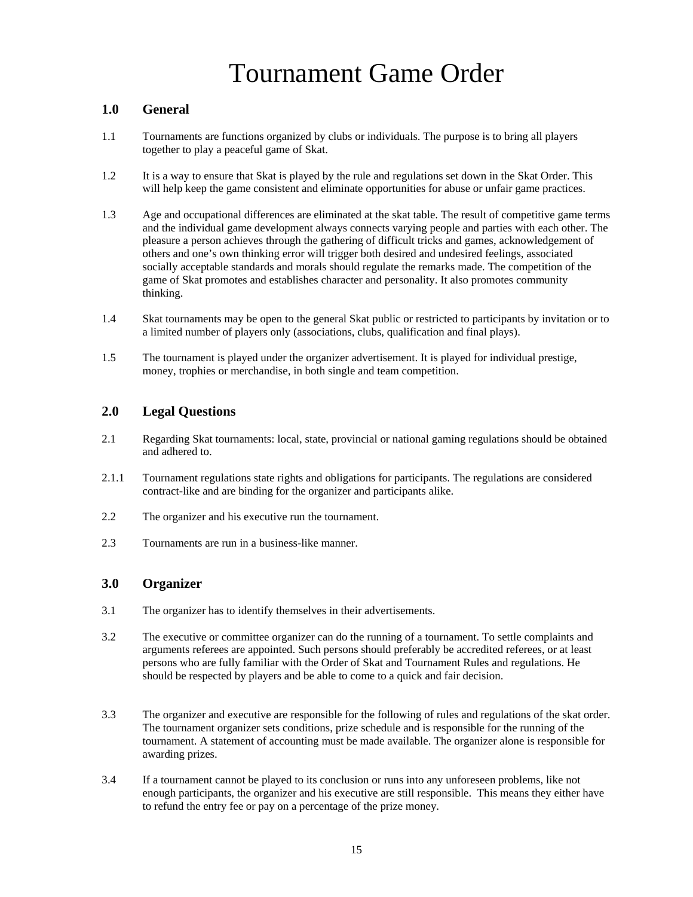# Tournament Game Order

## 1.0 General

1.1 Tournaments are functions organized by clubs or individuals. The purpose is to bring all players together to play a peaceful game of Skat.

1.2 It is a way to ensure that Skat is played by the rule and regulations set down in the Skat Order. This will help keep the game consistent and eliminate opportunities for abuse or unfair game practices.

1.3 Age and occupational differences are eliminated at the skat table. The result of competitive game terms and the individual game development always connects varying people and parties with each other. The pleasure a person achieves through the gathering of difficult tricks and games, acknowledgement of others and one's own thinking error will trigger both desired and undesired feelings, associated socially acceptable standards and morals should regulate the remarks made. The competition of the game of Skat promotes and establishes character and personality. It also promotes community thinking.

1.4 Skat tournaments may be open to the general Skat public or restricted to participants by invitation or to a limited number of players only (associations, clubs, qualification and final plays).

1.5 The tournament is played under the organizer advertisement. It is played for individual prestige, money, trophies or merchandise, in both single and team competition.

## 2.0 Legal Questions

2.1 Regarding Skat tournaments: local, state, provincial or national gaming regulations should be obtained and adhered to.

2.1.1 Tournament regulations state rights and obligations for participants. The regulations are considered contract-like and are binding for the organizer and participants alike.

2.2 The organizer and his executive run the tournament.

2.3 Tournaments are run in a business-like manner.

## 3.0 Organizer

3.1 The organizer has to identify themselves in their advertisements.

3.2 The executive or committee organizer can do the running of a tournament. To settle complaints and arguments referees are appointed. Such persons should preferably be accredited referees, or at least persons who are fully familiar with the Order of Skat and Tournament Rules and regulations. He should be respected by players and be able to come to a quick and fair decision.

3.3 The organizer and executive are responsible for the following of rules and regulations of the skat order. The tournament organizer sets conditions, prize schedule and is responsible for the running of the tournament. A statement of accounting must be made available. The organizer alone is responsible for awarding prizes.

3.4 If a tournament cannot be played to its conclusion or runs into any unforeseen problems, like not enough participants, the organizer and his executive are still responsible. This means they either have to refund the entry fee or pay on a percentage of the prize money.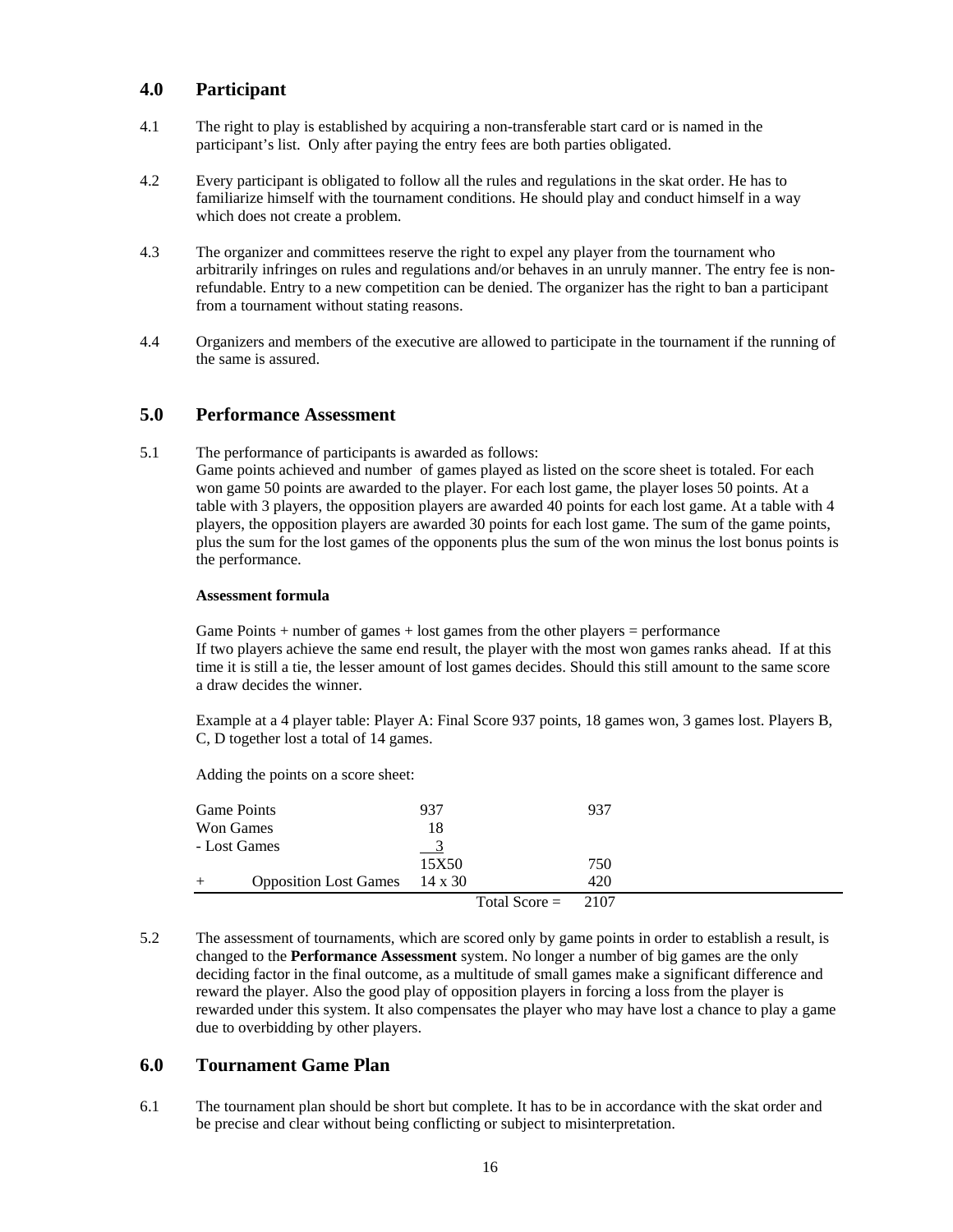## 4.0 Participant

4.1 The right to play is established by acquiring a non-transferable start card or is named in the participant's list. Only after paying the entry fees are both parties obligated.

4.2 Every participant is obligated to follow all the rules and regulations in the skat order. He has to familiarize himself with the tournament conditions. He should play and conduct himself in a way which does not create a problem.

4.3 The organizer and committees reserve the right to expel any player from the tournament who arbitrarily infringes on rules and regulations and/or behaves in an unruly manner. The entry fee is non-refundable. Entry to a new competition can be denied. The organizer has the right to ban a participant from a tournament without stating reasons.

4.4 Organizers and members of the executive are allowed to participate in the tournament if the running of the same is assured.

## 5.0 Performance Assessment

5.1 The performance of participants is awarded as follows:
Game points achieved and number of games played as listed on the score sheet is totaled. For each won game 50 points are awarded to the player. For each lost game, the player loses 50 points. At a table with 3 players, the opposition players are awarded 40 points for each lost game. At a table with 4 players, the opposition players are awarded 30 points for each lost game. The sum of the game points, plus the sum for the lost games of the opponents plus the sum of the won minus the lost bonus points is the performance.

**Assessment formula**

Game Points + number of games + lost games from the other players = performance
If two players achieve the same end result, the player with the most won games ranks ahead. If at this time it is still a tie, the lesser amount of lost games decides. Should this still amount to the same score a draw decides the winner.

Example at a 4 player table: Player A: Final Score 937 points, 18 games won, 3 games lost. Players B, C, D together lost a total of 14 games.

Adding the points on a score sheet:

| | | |
|---|---|---|
| Game Points | 937 | 937 |
| Won Games | 18 | |
| - Lost Games | 3 | |
| | 15X50 | 750 |
| + Opposition Lost Games | 14 x 30 | 420 |
| | Total Score = | 2107 |

5.2 The assessment of tournaments, which are scored only by game points in order to establish a result, is changed to the **Performance Assessment** system. No longer a number of big games are the only deciding factor in the final outcome, as a multitude of small games make a significant difference and reward the player. Also the good play of opposition players in forcing a loss from the player is rewarded under this system. It also compensates the player who may have lost a chance to play a game due to overbidding by other players.

## 6.0 Tournament Game Plan

6.1 The tournament plan should be short but complete. It has to be in accordance with the skat order and be precise and clear without being conflicting or subject to misinterpretation.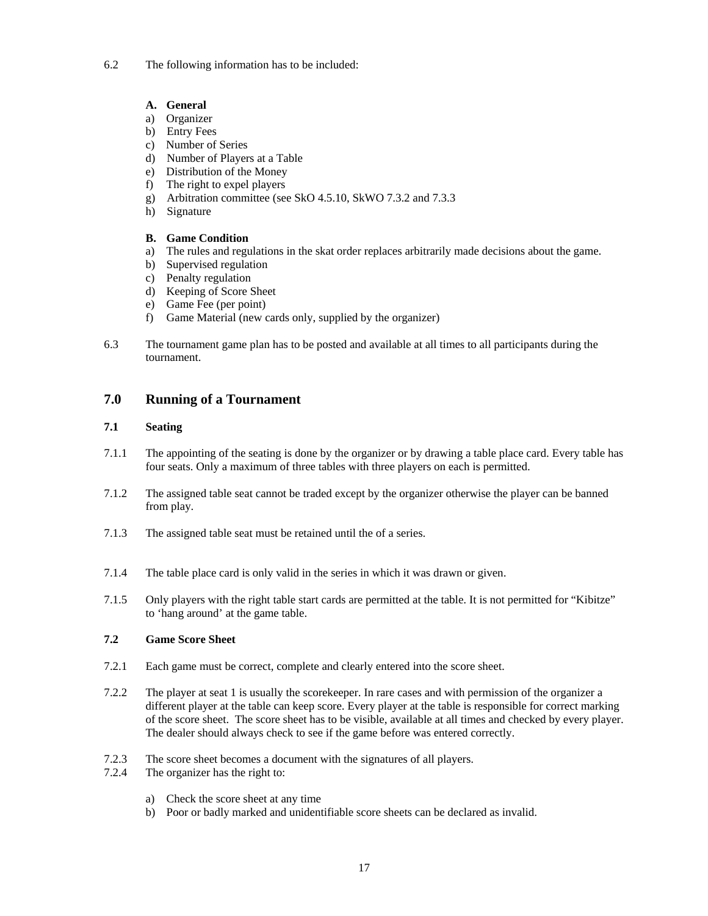6.2 The following information has to be included:

**A. General**

a) Organizer
b) Entry Fees
c) Number of Series
d) Number of Players at a Table
e) Distribution of the Money
f) The right to expel players
g) Arbitration committee (see SkO 4.5.10, SkWO 7.3.2 and 7.3.3
h) Signature

**B. Game Condition**

a) The rules and regulations in the skat order replaces arbitrarily made decisions about the game.
b) Supervised regulation
c) Penalty regulation
d) Keeping of Score Sheet
e) Game Fee (per point)
f) Game Material (new cards only, supplied by the organizer)

6.3 The tournament game plan has to be posted and available at all times to all participants during the tournament.

## 7.0 Running of a Tournament

### 7.1 Seating

7.1.1 The appointing of the seating is done by the organizer or by drawing a table place card. Every table has four seats. Only a maximum of three tables with three players on each is permitted.

7.1.2 The assigned table seat cannot be traded except by the organizer otherwise the player can be banned from play.

7.1.3 The assigned table seat must be retained until the of a series.

7.1.4 The table place card is only valid in the series in which it was drawn or given.

7.1.5 Only players with the right table start cards are permitted at the table. It is not permitted for "Kibitze" to 'hang around' at the game table.

### 7.2 Game Score Sheet

7.2.1 Each game must be correct, complete and clearly entered into the score sheet.

7.2.2 The player at seat 1 is usually the scorekeeper. In rare cases and with permission of the organizer a different player at the table can keep score. Every player at the table is responsible for correct marking of the score sheet. The score sheet has to be visible, available at all times and checked by every player. The dealer should always check to see if the game before was entered correctly.

7.2.3 The score sheet becomes a document with the signatures of all players.

7.2.4 The organizer has the right to:

a) Check the score sheet at any time
b) Poor or badly marked and unidentifiable score sheets can be declared as invalid.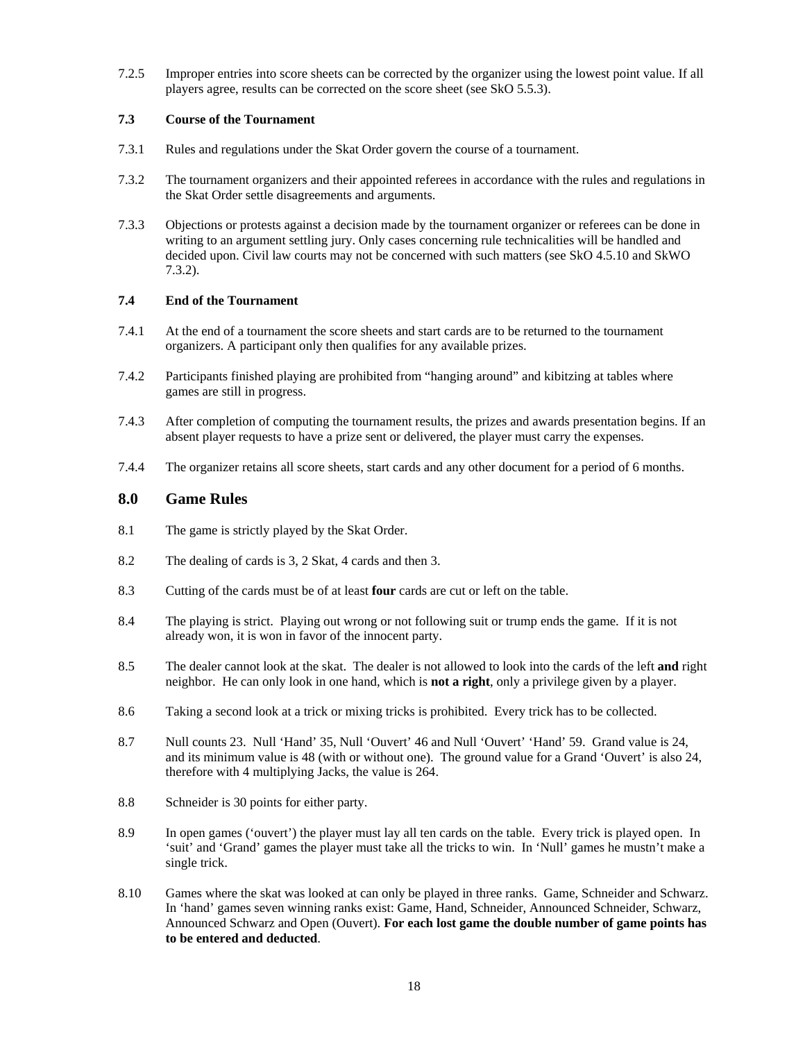7.2.5 Improper entries into score sheets can be corrected by the organizer using the lowest point value. If all players agree, results can be corrected on the score sheet (see SkO 5.5.3).

**7.3 Course of the Tournament**

7.3.1 Rules and regulations under the Skat Order govern the course of a tournament.

7.3.2 The tournament organizers and their appointed referees in accordance with the rules and regulations in the Skat Order settle disagreements and arguments.

7.3.3 Objections or protests against a decision made by the tournament organizer or referees can be done in writing to an argument settling jury. Only cases concerning rule technicalities will be handled and decided upon. Civil law courts may not be concerned with such matters (see SkO 4.5.10 and SkWO 7.3.2).

**7.4 End of the Tournament**

7.4.1 At the end of a tournament the score sheets and start cards are to be returned to the tournament organizers. A participant only then qualifies for any available prizes.

7.4.2 Participants finished playing are prohibited from "hanging around" and kibitzing at tables where games are still in progress.

7.4.3 After completion of computing the tournament results, the prizes and awards presentation begins. If an absent player requests to have a prize sent or delivered, the player must carry the expenses.

7.4.4 The organizer retains all score sheets, start cards and any other document for a period of 6 months.

## 8.0 Game Rules

8.1 The game is strictly played by the Skat Order.

8.2 The dealing of cards is 3, 2 Skat, 4 cards and then 3.

8.3 Cutting of the cards must be of at least **four** cards are cut or left on the table.

8.4 The playing is strict. Playing out wrong or not following suit or trump ends the game. If it is not already won, it is won in favor of the innocent party.

8.5 The dealer cannot look at the skat. The dealer is not allowed to look into the cards of the left **and** right neighbor. He can only look in one hand, which is **not a right**, only a privilege given by a player.

8.6 Taking a second look at a trick or mixing tricks is prohibited. Every trick has to be collected.

8.7 Null counts 23. Null 'Hand' 35, Null 'Ouvert' 46 and Null 'Ouvert' 'Hand' 59. Grand value is 24, and its minimum value is 48 (with or without one). The ground value for a Grand 'Ouvert' is also 24, therefore with 4 multiplying Jacks, the value is 264.

8.8 Schneider is 30 points for either party.

8.9 In open games ('ouvert') the player must lay all ten cards on the table. Every trick is played open. In 'suit' and 'Grand' games the player must take all the tricks to win. In 'Null' games he mustn't make a single trick.

8.10 Games where the skat was looked at can only be played in three ranks. Game, Schneider and Schwarz. In 'hand' games seven winning ranks exist: Game, Hand, Schneider, Announced Schneider, Schwarz, Announced Schwarz and Open (Ouvert). **For each lost game the double number of game points has to be entered and deducted**.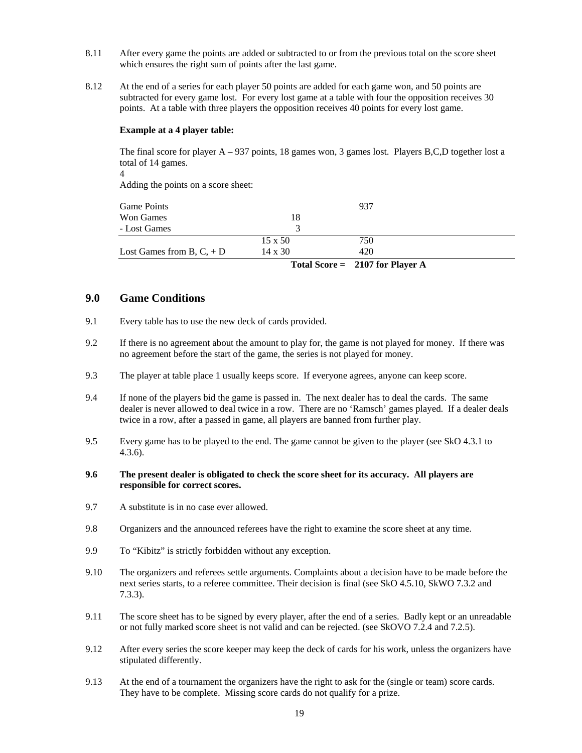8.11 After every game the points are added or subtracted to or from the previous total on the score sheet which ensures the right sum of points after the last game.

8.12 At the end of a series for each player 50 points are added for each game won, and 50 points are subtracted for every game lost. For every lost game at a table with four the opposition receives 30 points. At a table with three players the opposition receives 40 points for every lost game.

**Example at a 4 player table:**

The final score for player A – 937 points, 18 games won, 3 games lost. Players B,C,D together lost a total of 14 games.
4
Adding the points on a score sheet:

| | | |
|---|---|---|
| Game Points | | 937 |
| Won Games | 18 | |
| - Lost Games | 3 | |
| | 15 x 50 | 750 |
| Lost Games from B, C, + D | 14 x 30 | 420 |
| | **Total Score =** | **2107 for Player A** |

## 9.0 Game Conditions

9.1 Every table has to use the new deck of cards provided.

9.2 If there is no agreement about the amount to play for, the game is not played for money. If there was no agreement before the start of the game, the series is not played for money.

9.3 The player at table place 1 usually keeps score. If everyone agrees, anyone can keep score.

9.4 If none of the players bid the game is passed in. The next dealer has to deal the cards. The same dealer is never allowed to deal twice in a row. There are no 'Ramsch' games played. If a dealer deals twice in a row, after a passed in game, all players are banned from further play.

9.5 Every game has to be played to the end. The game cannot be given to the player (see SkO 4.3.1 to 4.3.6).

**9.6 The present dealer is obligated to check the score sheet for its accuracy. All players are responsible for correct scores.**

9.7 A substitute is in no case ever allowed.

9.8 Organizers and the announced referees have the right to examine the score sheet at any time.

9.9 To "Kibitz" is strictly forbidden without any exception.

9.10 The organizers and referees settle arguments. Complaints about a decision have to be made before the next series starts, to a referee committee. Their decision is final (see SkO 4.5.10, SkWO 7.3.2 and 7.3.3).

9.11 The score sheet has to be signed by every player, after the end of a series. Badly kept or an unreadable or not fully marked score sheet is not valid and can be rejected. (see SkOVO 7.2.4 and 7.2.5).

9.12 After every series the score keeper may keep the deck of cards for his work, unless the organizers have stipulated differently.

9.13 At the end of a tournament the organizers have the right to ask for the (single or team) score cards. They have to be complete. Missing score cards do not qualify for a prize.